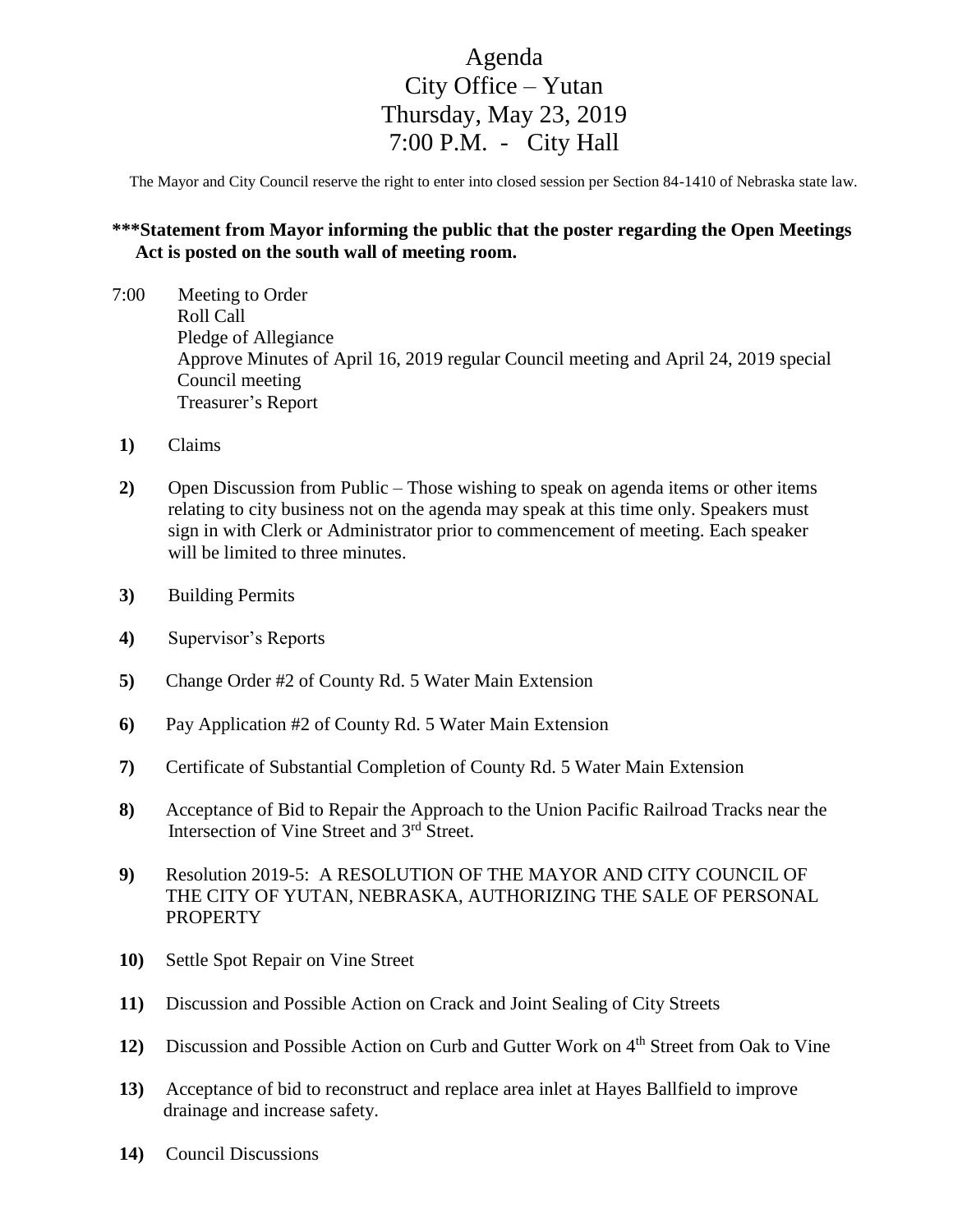# Agenda
# City Office – Yutan
# Thursday, May 23, 2019
# 7:00 P.M. - City Hall

The Mayor and City Council reserve the right to enter into closed session per Section 84-1410 of Nebraska state law.

**\*\*\*Statement from Mayor informing the public that the poster regarding the Open Meetings Act is posted on the south wall of meeting room.**

7:00 Meeting to Order
Roll Call
Pledge of Allegiance
Approve Minutes of April 16, 2019 regular Council meeting and April 24, 2019 special Council meeting
Treasurer's Report

**1)** Claims

**2)** Open Discussion from Public – Those wishing to speak on agenda items or other items relating to city business not on the agenda may speak at this time only. Speakers must sign in with Clerk or Administrator prior to commencement of meeting. Each speaker will be limited to three minutes.

**3)** Building Permits

**4)** Supervisor's Reports

**5)** Change Order #2 of County Rd. 5 Water Main Extension

**6)** Pay Application #2 of County Rd. 5 Water Main Extension

**7)** Certificate of Substantial Completion of County Rd. 5 Water Main Extension

**8)** Acceptance of Bid to Repair the Approach to the Union Pacific Railroad Tracks near the Intersection of Vine Street and 3rd Street.

**9)** Resolution 2019-5: A RESOLUTION OF THE MAYOR AND CITY COUNCIL OF THE CITY OF YUTAN, NEBRASKA, AUTHORIZING THE SALE OF PERSONAL PROPERTY

**10)** Settle Spot Repair on Vine Street

**11)** Discussion and Possible Action on Crack and Joint Sealing of City Streets

**12)** Discussion and Possible Action on Curb and Gutter Work on 4th Street from Oak to Vine

**13)** Acceptance of bid to reconstruct and replace area inlet at Hayes Ballfield to improve drainage and increase safety.

**14)** Council Discussions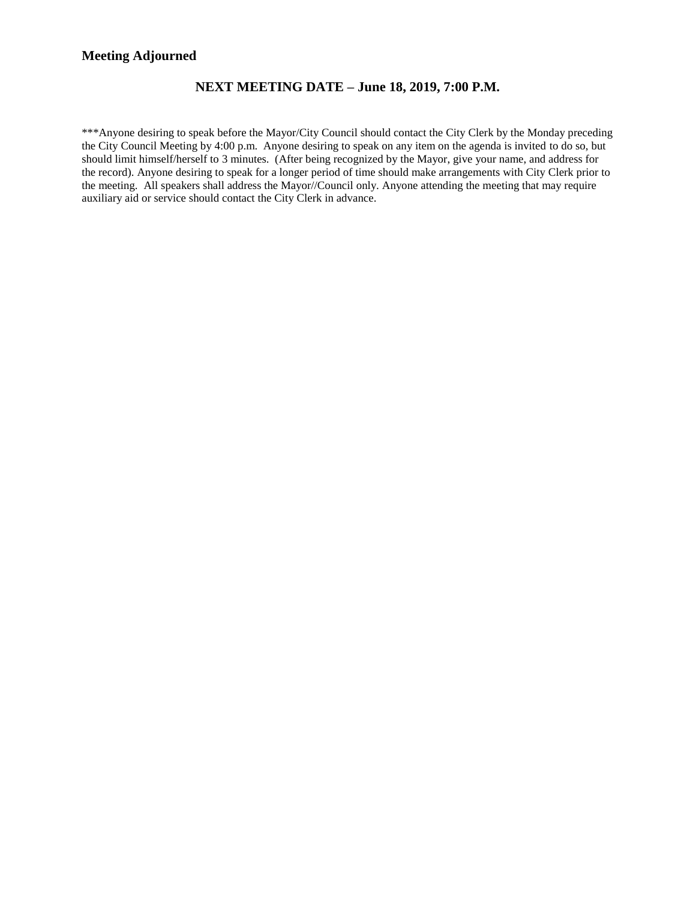**Meeting Adjourned**

**NEXT MEETING DATE – June 18, 2019, 7:00 P.M.**

***Anyone desiring to speak before the Mayor/City Council should contact the City Clerk by the Monday preceding the City Council Meeting by 4:00 p.m. Anyone desiring to speak on any item on the agenda is invited to do so, but should limit himself/herself to 3 minutes. (After being recognized by the Mayor, give your name, and address for the record). Anyone desiring to speak for a longer period of time should make arrangements with City Clerk prior to the meeting. All speakers shall address the Mayor//Council only. Anyone attending the meeting that may require auxiliary aid or service should contact the City Clerk in advance.